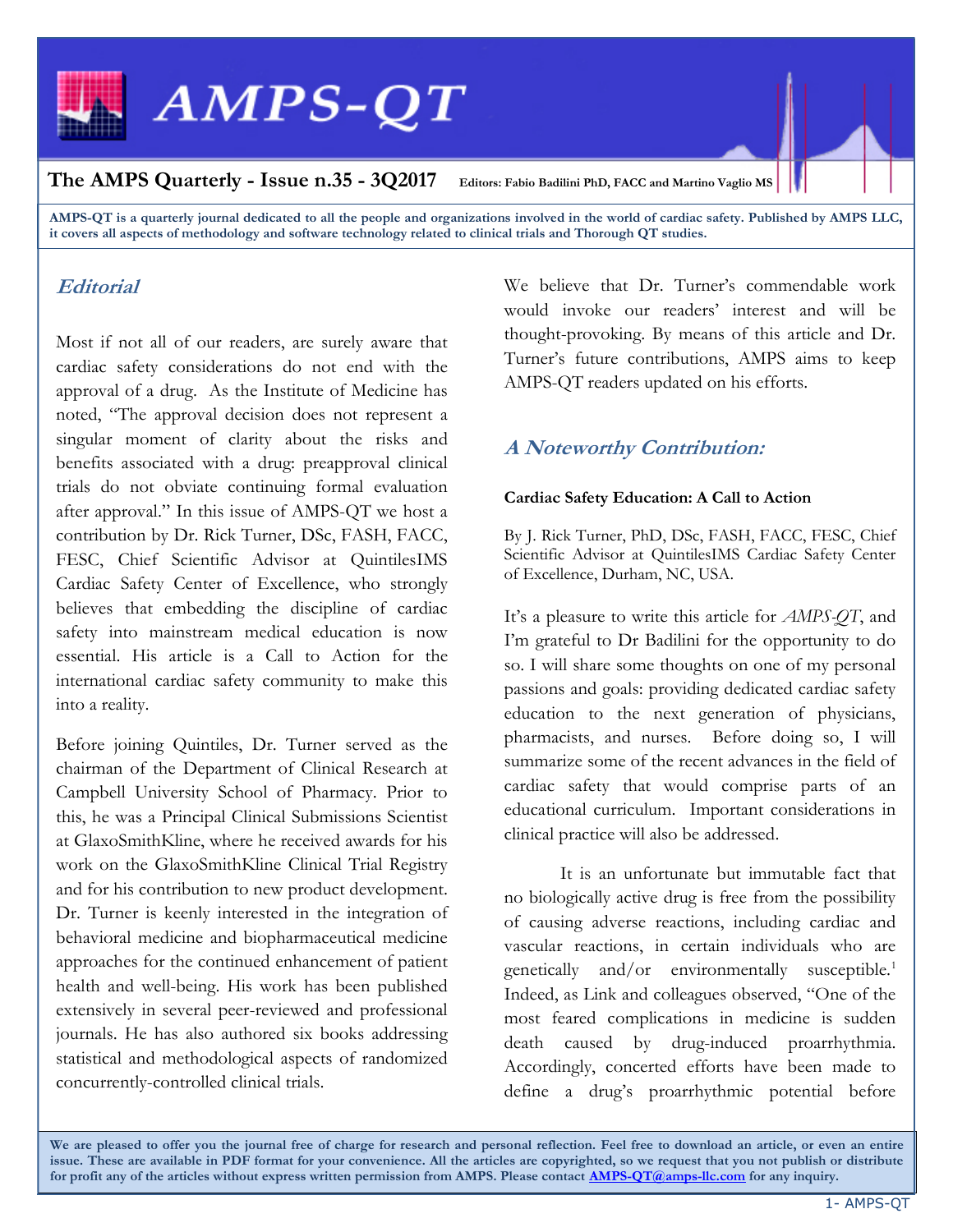# AMPS-QT

**The AMPS Quarterly - Issue n.35 - 3Q2017** **Editors: Fabio Badilini PhD, FACC and Martino Vaglio MS**

**AMPS-QT is a quarterly journal dedicated to all the people and organizations involved in the world of cardiac safety. Published by AMPS LLC, it covers all aspects of methodology and software technology related to clinical trials and Thorough QT studies.**

## *Editorial*

Most if not all of our readers, are surely aware that cardiac safety considerations do not end with the approval of a drug. As the Institute of Medicine has noted, "The approval decision does not represent a singular moment of clarity about the risks and benefits associated with a drug: preapproval clinical trials do not obviate continuing formal evaluation after approval." In this issue of AMPS-QT we host a contribution by Dr. Rick Turner, DSc, FASH, FACC, FESC, Chief Scientific Advisor at QuintilesIMS Cardiac Safety Center of Excellence, who strongly believes that embedding the discipline of cardiac safety into mainstream medical education is now essential. His article is a Call to Action for the international cardiac safety community to make this into a reality.

Before joining Quintiles, Dr. Turner served as the chairman of the Department of Clinical Research at Campbell University School of Pharmacy. Prior to this, he was a Principal Clinical Submissions Scientist at GlaxoSmithKline, where he received awards for his work on the GlaxoSmithKline Clinical Trial Registry and for his contribution to new product development. Dr. Turner is keenly interested in the integration of behavioral medicine and biopharmaceutical medicine approaches for the continued enhancement of patient health and well-being. His work has been published extensively in several peer-reviewed and professional journals. He has also authored six books addressing statistical and methodological aspects of randomized concurrently-controlled clinical trials.

We believe that Dr. Turner's commendable work would invoke our readers' interest and will be thought-provoking. By means of this article and Dr. Turner's future contributions, AMPS aims to keep AMPS-QT readers updated on his efforts.

## *A Noteworthy Contribution:*

### Cardiac Safety Education: A Call to Action

By J. Rick Turner, PhD, DSc, FASH, FACC, FESC, Chief Scientific Advisor at QuintilesIMS Cardiac Safety Center of Excellence, Durham, NC, USA.

It's a pleasure to write this article for *AMPS-QT*, and I'm grateful to Dr Badilini for the opportunity to do so. I will share some thoughts on one of my personal passions and goals: providing dedicated cardiac safety education to the next generation of physicians, pharmacists, and nurses. Before doing so, I will summarize some of the recent advances in the field of cardiac safety that would comprise parts of an educational curriculum. Important considerations in clinical practice will also be addressed.

It is an unfortunate but immutable fact that no biologically active drug is free from the possibility of causing adverse reactions, including cardiac and vascular reactions, in certain individuals who are genetically and/or environmentally susceptible.[1] Indeed, as Link and colleagues observed, "One of the most feared complications in medicine is sudden death caused by drug-induced proarrhythmia. Accordingly, concerted efforts have been made to define a drug's proarrhythmic potential before

**We are pleased to offer you the journal free of charge for research and personal reflection. Feel free to download an article, or even an entire issue. These are available in PDF format for your convenience. All the articles are copyrighted, so we request that you not publish or distribute for profit any of the articles without express written permission from AMPS. Please contact AMPS-QT@amps-llc.com for any inquiry.**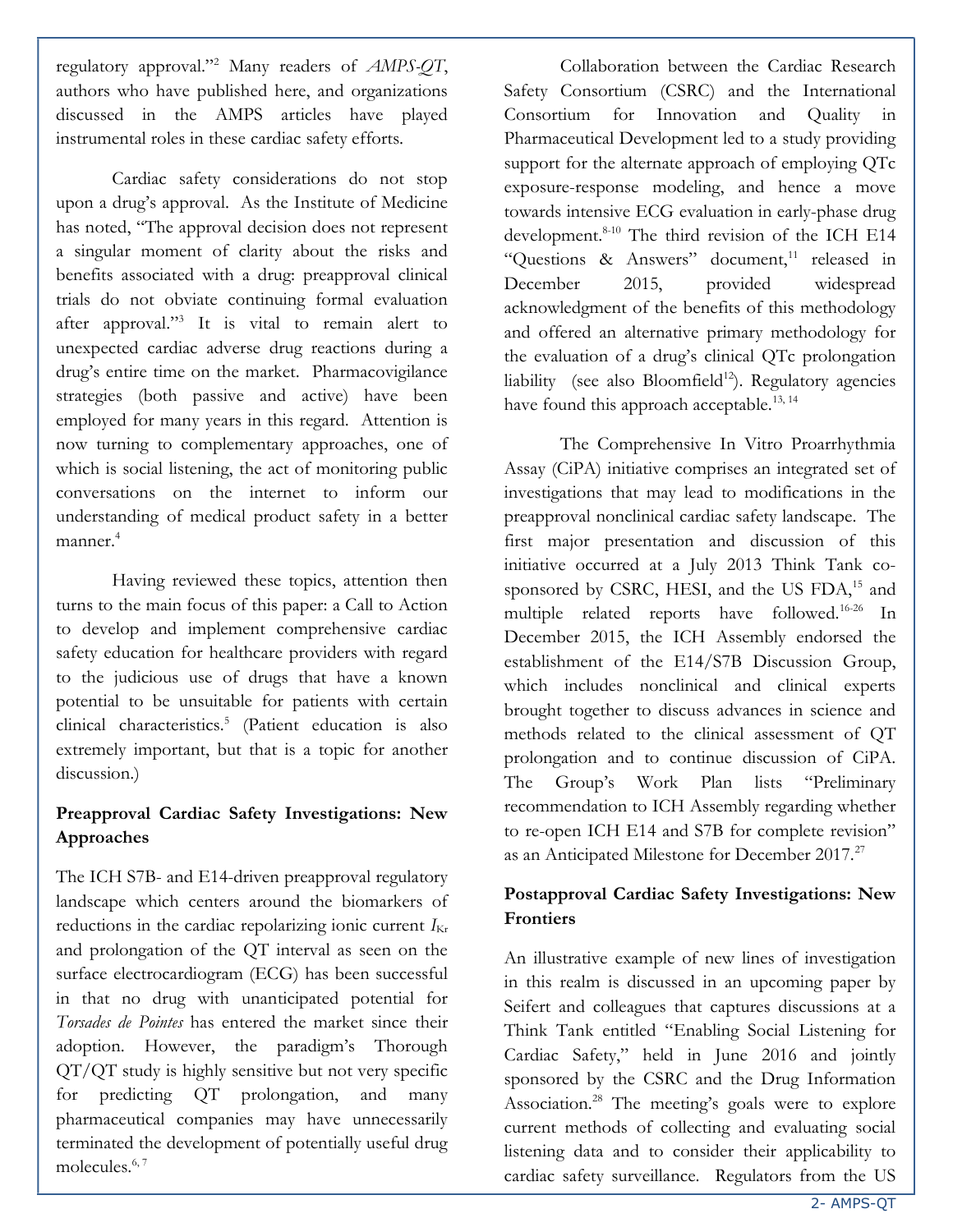regulatory approval."[2] Many readers of *AMPS-QT*, authors who have published here, and organizations discussed in the AMPS articles have played instrumental roles in these cardiac safety efforts.

Cardiac safety considerations do not stop upon a drug's approval. As the Institute of Medicine has noted, "The approval decision does not represent a singular moment of clarity about the risks and benefits associated with a drug: preapproval clinical trials do not obviate continuing formal evaluation after approval."[3] It is vital to remain alert to unexpected cardiac adverse drug reactions during a drug's entire time on the market. Pharmacovigilance strategies (both passive and active) have been employed for many years in this regard. Attention is now turning to complementary approaches, one of which is social listening, the act of monitoring public conversations on the internet to inform our understanding of medical product safety in a better manner.[4]

Having reviewed these topics, attention then turns to the main focus of this paper: a Call to Action to develop and implement comprehensive cardiac safety education for healthcare providers with regard to the judicious use of drugs that have a known potential to be unsuitable for patients with certain clinical characteristics.[5] (Patient education is also extremely important, but that is a topic for another discussion.)

## Preapproval Cardiac Safety Investigations: New Approaches

The ICH S7B- and E14-driven preapproval regulatory landscape which centers around the biomarkers of reductions in the cardiac repolarizing ionic current $I_{Kr}$ and prolongation of the QT interval as seen on the surface electrocardiogram (ECG) has been successful in that no drug with unanticipated potential for *Torsades de Pointes* has entered the market since their adoption. However, the paradigm's Thorough QT/QT study is highly sensitive but not very specific for predicting QT prolongation, and many pharmaceutical companies may have unnecessarily terminated the development of potentially useful drug molecules.[6, 7]

Collaboration between the Cardiac Research Safety Consortium (CSRC) and the International Consortium for Innovation and Quality in Pharmaceutical Development led to a study providing support for the alternate approach of employing QTc exposure-response modeling, and hence a move towards intensive ECG evaluation in early-phase drug development.[8-10] The third revision of the ICH E14 "Questions & Answers" document,[11] released in December 2015, provided widespread acknowledgment of the benefits of this methodology and offered an alternative primary methodology for the evaluation of a drug's clinical QTc prolongation liability (see also Bloomfield[12]). Regulatory agencies have found this approach acceptable.[13, 14]

The Comprehensive In Vitro Proarrhythmia Assay (CiPA) initiative comprises an integrated set of investigations that may lead to modifications in the preapproval nonclinical cardiac safety landscape. The first major presentation and discussion of this initiative occurred at a July 2013 Think Tank co-sponsored by CSRC, HESI, and the US FDA,[15] and multiple related reports have followed.[16-26] In December 2015, the ICH Assembly endorsed the establishment of the E14/S7B Discussion Group, which includes nonclinical and clinical experts brought together to discuss advances in science and methods related to the clinical assessment of QT prolongation and to continue discussion of CiPA. The Group's Work Plan lists "Preliminary recommendation to ICH Assembly regarding whether to re-open ICH E14 and S7B for complete revision" as an Anticipated Milestone for December 2017.[27]

## Postapproval Cardiac Safety Investigations: New Frontiers

An illustrative example of new lines of investigation in this realm is discussed in an upcoming paper by Seifert and colleagues that captures discussions at a Think Tank entitled "Enabling Social Listening for Cardiac Safety," held in June 2016 and jointly sponsored by the CSRC and the Drug Information Association.[28] The meeting's goals were to explore current methods of collecting and evaluating social listening data and to consider their applicability to cardiac safety surveillance. Regulators from the US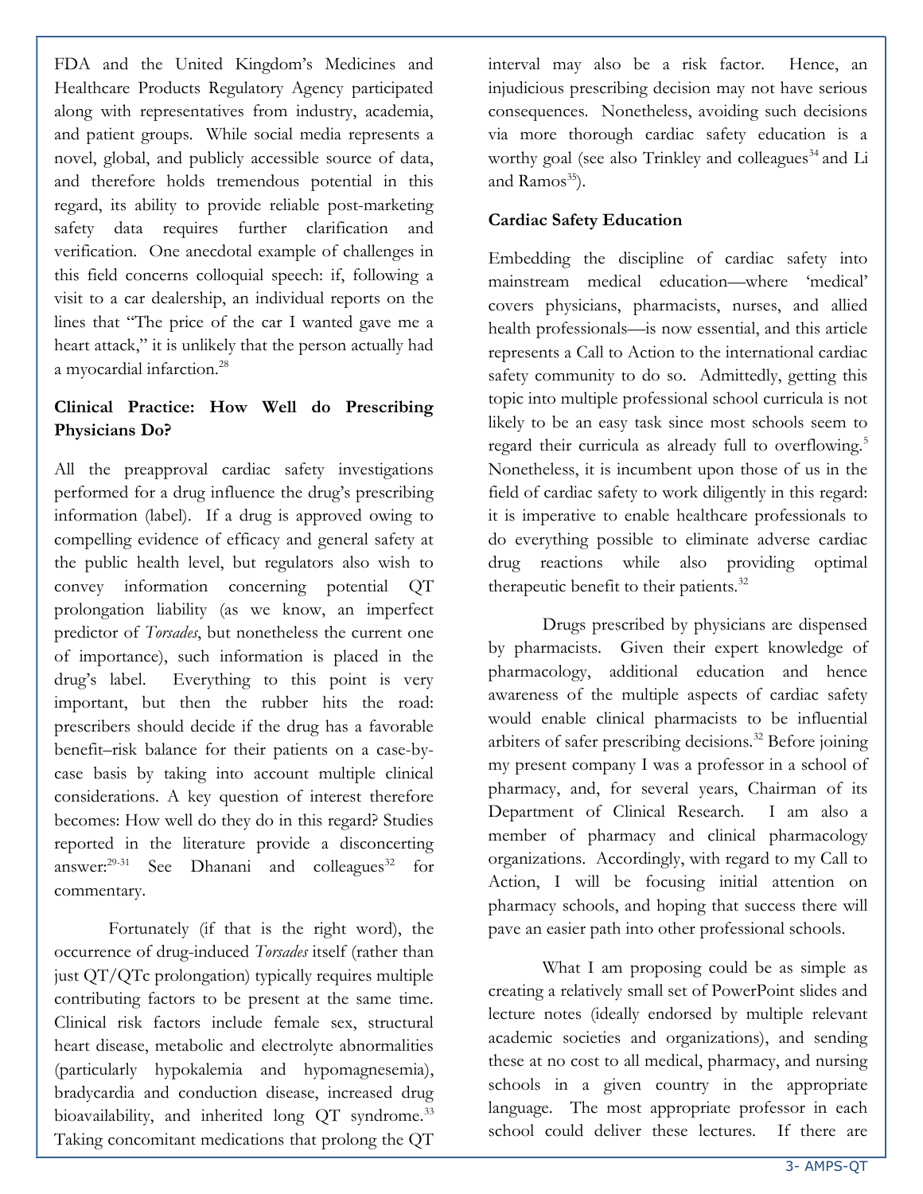FDA and the United Kingdom's Medicines and Healthcare Products Regulatory Agency participated along with representatives from industry, academia, and patient groups. While social media represents a novel, global, and publicly accessible source of data, and therefore holds tremendous potential in this regard, its ability to provide reliable post-marketing safety data requires further clarification and verification. One anecdotal example of challenges in this field concerns colloquial speech: if, following a visit to a car dealership, an individual reports on the lines that "The price of the car I wanted gave me a heart attack," it is unlikely that the person actually had a myocardial infarction.[28]

## Clinical Practice: How Well do Prescribing Physicians Do?

All the preapproval cardiac safety investigations performed for a drug influence the drug's prescribing information (label). If a drug is approved owing to compelling evidence of efficacy and general safety at the public health level, but regulators also wish to convey information concerning potential QT prolongation liability (as we know, an imperfect predictor of *Torsades*, but nonetheless the current one of importance), such information is placed in the drug's label. Everything to this point is very important, but then the rubber hits the road: prescribers should decide if the drug has a favorable benefit–risk balance for their patients on a case-by-case basis by taking into account multiple clinical considerations. A key question of interest therefore becomes: How well do they do in this regard? Studies reported in the literature provide a disconcerting answer:[29-31] See Dhanani and colleagues[32] for commentary.

Fortunately (if that is the right word), the occurrence of drug-induced *Torsades* itself (rather than just QT/QTc prolongation) typically requires multiple contributing factors to be present at the same time. Clinical risk factors include female sex, structural heart disease, metabolic and electrolyte abnormalities (particularly hypokalemia and hypomagnesemia), bradycardia and conduction disease, increased drug bioavailability, and inherited long QT syndrome.[33] Taking concomitant medications that prolong the QT interval may also be a risk factor. Hence, an injudicious prescribing decision may not have serious consequences. Nonetheless, avoiding such decisions via more thorough cardiac safety education is a worthy goal (see also Trinkley and colleagues[34] and Li and Ramos[35]).

## Cardiac Safety Education

Embedding the discipline of cardiac safety into mainstream medical education—where 'medical' covers physicians, pharmacists, nurses, and allied health professionals—is now essential, and this article represents a Call to Action to the international cardiac safety community to do so. Admittedly, getting this topic into multiple professional school curricula is not likely to be an easy task since most schools seem to regard their curricula as already full to overflowing.[5] Nonetheless, it is incumbent upon those of us in the field of cardiac safety to work diligently in this regard: it is imperative to enable healthcare professionals to do everything possible to eliminate adverse cardiac drug reactions while also providing optimal therapeutic benefit to their patients.[32]

Drugs prescribed by physicians are dispensed by pharmacists. Given their expert knowledge of pharmacology, additional education and hence awareness of the multiple aspects of cardiac safety would enable clinical pharmacists to be influential arbiters of safer prescribing decisions.[32] Before joining my present company I was a professor in a school of pharmacy, and, for several years, Chairman of its Department of Clinical Research. I am also a member of pharmacy and clinical pharmacology organizations. Accordingly, with regard to my Call to Action, I will be focusing initial attention on pharmacy schools, and hoping that success there will pave an easier path into other professional schools.

What I am proposing could be as simple as creating a relatively small set of PowerPoint slides and lecture notes (ideally endorsed by multiple relevant academic societies and organizations), and sending these at no cost to all medical, pharmacy, and nursing schools in a given country in the appropriate language. The most appropriate professor in each school could deliver these lectures. If there are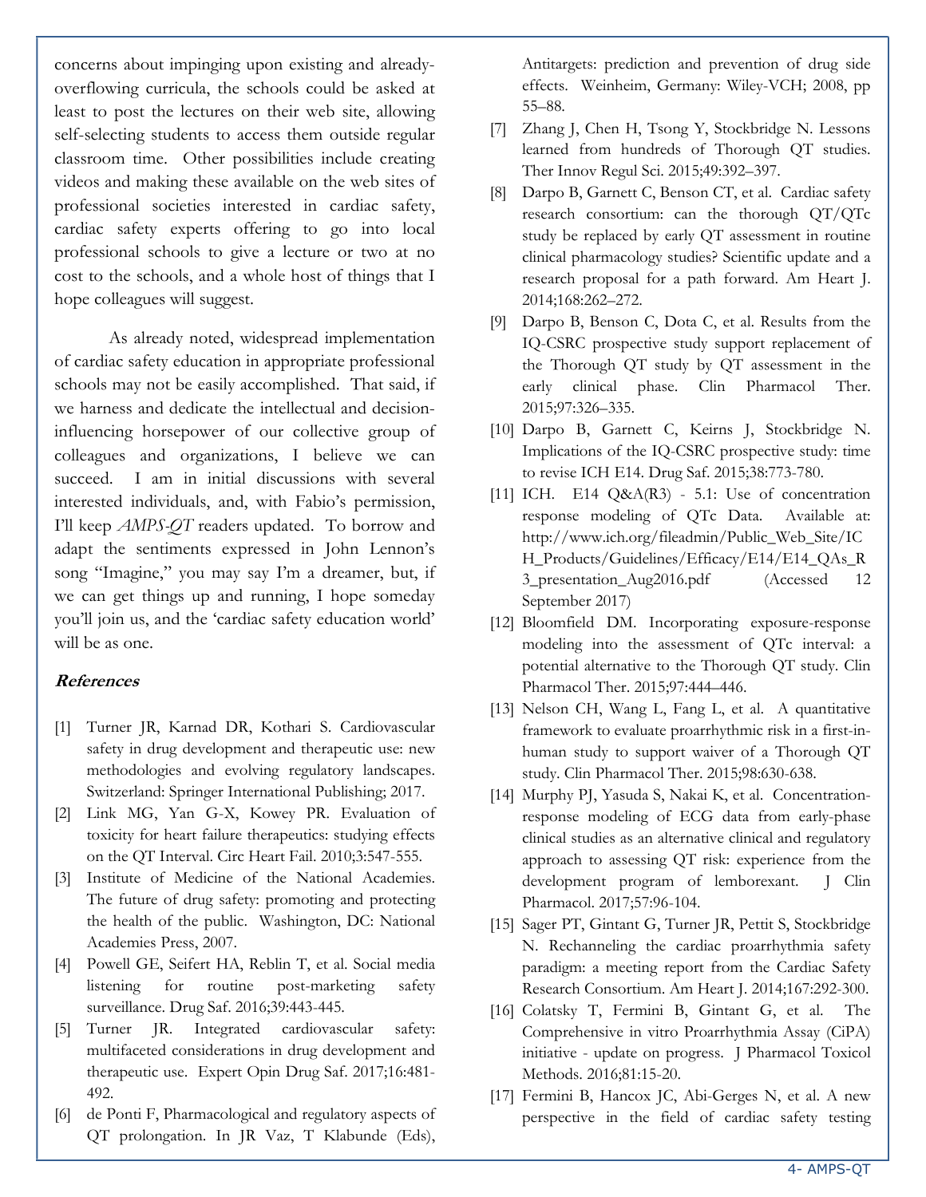concerns about impinging upon existing and already-overflowing curricula, the schools could be asked at least to post the lectures on their web site, allowing self-selecting students to access them outside regular classroom time. Other possibilities include creating videos and making these available on the web sites of professional societies interested in cardiac safety, cardiac safety experts offering to go into local professional schools to give a lecture or two at no cost to the schools, and a whole host of things that I hope colleagues will suggest.

As already noted, widespread implementation of cardiac safety education in appropriate professional schools may not be easily accomplished. That said, if we harness and dedicate the intellectual and decision-influencing horsepower of our collective group of colleagues and organizations, I believe we can succeed. I am in initial discussions with several interested individuals, and, with Fabio's permission, I'll keep *AMPS-QT* readers updated. To borrow and adapt the sentiments expressed in John Lennon's song "Imagine," you may say I'm a dreamer, but, if we can get things up and running, I hope someday you'll join us, and the 'cardiac safety education world' will be as one.

## References

[1] Turner JR, Karnad DR, Kothari S. Cardiovascular safety in drug development and therapeutic use: new methodologies and evolving regulatory landscapes. Switzerland: Springer International Publishing; 2017.

[2] Link MG, Yan G-X, Kowey PR. Evaluation of toxicity for heart failure therapeutics: studying effects on the QT Interval. Circ Heart Fail. 2010;3:547-555.

[3] Institute of Medicine of the National Academies. The future of drug safety: promoting and protecting the health of the public. Washington, DC: National Academies Press, 2007.

[4] Powell GE, Seifert HA, Reblin T, et al. Social media listening for routine post-marketing safety surveillance. Drug Saf. 2016;39:443-445.

[5] Turner JR. Integrated cardiovascular safety: multifaceted considerations in drug development and therapeutic use. Expert Opin Drug Saf. 2017;16:481-492.

[6] de Ponti F, Pharmacological and regulatory aspects of QT prolongation. In JR Vaz, T Klabunde (Eds), Antitargets: prediction and prevention of drug side effects. Weinheim, Germany: Wiley-VCH; 2008, pp 55–88.

[7] Zhang J, Chen H, Tsong Y, Stockbridge N. Lessons learned from hundreds of Thorough QT studies. Ther Innov Regul Sci. 2015;49:392–397.

[8] Darpo B, Garnett C, Benson CT, et al. Cardiac safety research consortium: can the thorough QT/QTc study be replaced by early QT assessment in routine clinical pharmacology studies? Scientific update and a research proposal for a path forward. Am Heart J. 2014;168:262–272.

[9] Darpo B, Benson C, Dota C, et al. Results from the IQ-CSRC prospective study support replacement of the Thorough QT study by QT assessment in the early clinical phase. Clin Pharmacol Ther. 2015;97:326–335.

[10] Darpo B, Garnett C, Keirns J, Stockbridge N. Implications of the IQ-CSRC prospective study: time to revise ICH E14. Drug Saf. 2015;38:773-780.

[11] ICH. E14 Q&A(R3) - 5.1: Use of concentration response modeling of QTc Data. Available at: http://www.ich.org/fileadmin/Public_Web_Site/ICH_Products/Guidelines/Efficacy/E14/E14_QAs_R3_presentation_Aug2016.pdf (Accessed 12 September 2017)

[12] Bloomfield DM. Incorporating exposure-response modeling into the assessment of QTc interval: a potential alternative to the Thorough QT study. Clin Pharmacol Ther. 2015;97:444–446.

[13] Nelson CH, Wang L, Fang L, et al. A quantitative framework to evaluate proarrhythmic risk in a first-in-human study to support waiver of a Thorough QT study. Clin Pharmacol Ther. 2015;98:630-638.

[14] Murphy PJ, Yasuda S, Nakai K, et al. Concentration-response modeling of ECG data from early-phase clinical studies as an alternative clinical and regulatory approach to assessing QT risk: experience from the development program of lemborexant. J Clin Pharmacol. 2017;57:96-104.

[15] Sager PT, Gintant G, Turner JR, Pettit S, Stockbridge N. Rechanneling the cardiac proarrhythmia safety paradigm: a meeting report from the Cardiac Safety Research Consortium. Am Heart J. 2014;167:292-300.

[16] Colatsky T, Fermini B, Gintant G, et al. The Comprehensive in vitro Proarrhythmia Assay (CiPA) initiative - update on progress. J Pharmacol Toxicol Methods. 2016;81:15-20.

[17] Fermini B, Hancox JC, Abi-Gerges N, et al. A new perspective in the field of cardiac safety testing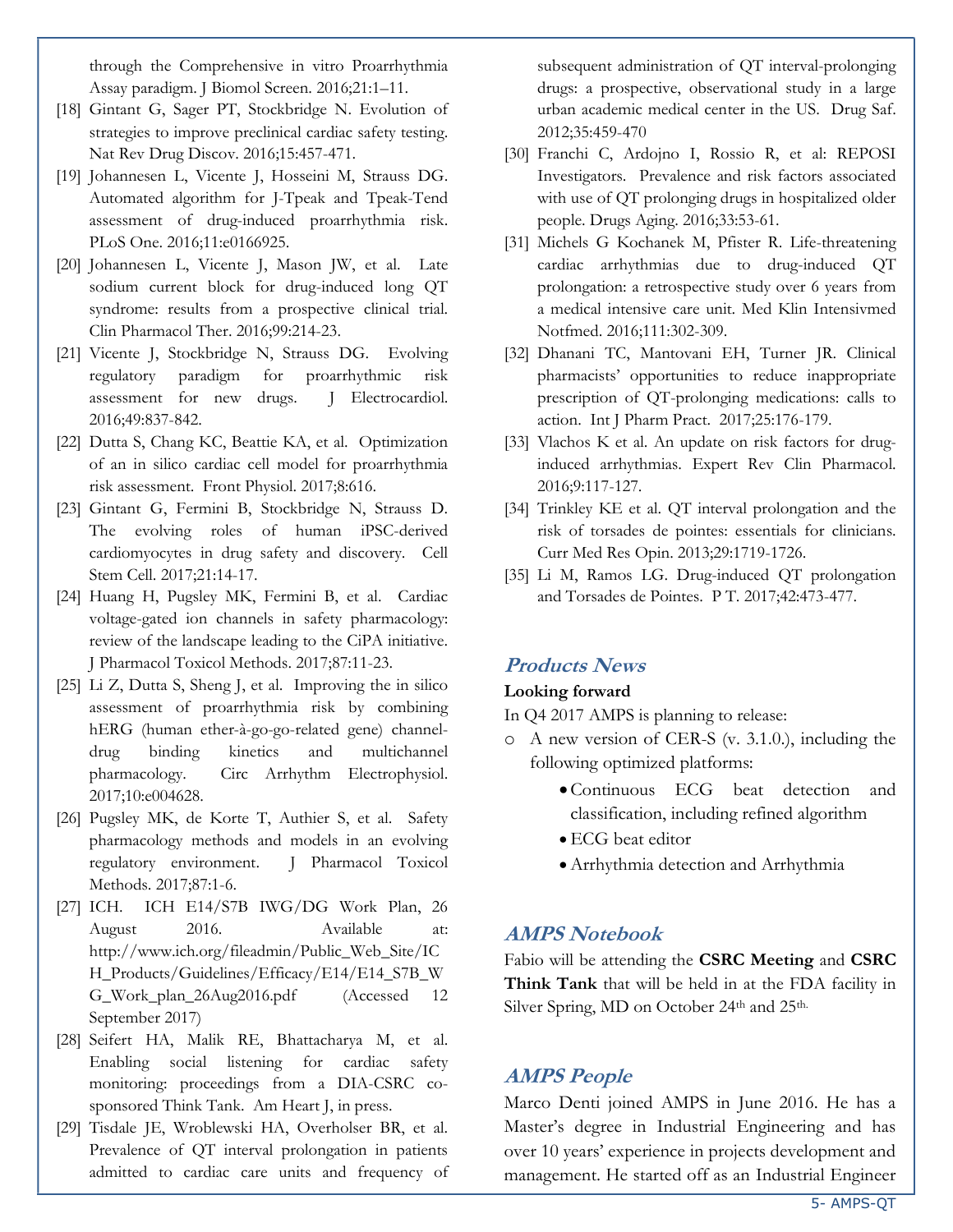through the Comprehensive in vitro Proarrhythmia Assay paradigm. J Biomol Screen. 2016;21:1–11.

[18] Gintant G, Sager PT, Stockbridge N. Evolution of strategies to improve preclinical cardiac safety testing. Nat Rev Drug Discov. 2016;15:457-471.

[19] Johannesen L, Vicente J, Hosseini M, Strauss DG. Automated algorithm for J-Tpeak and Tpeak-Tend assessment of drug-induced proarrhythmia risk. PLoS One. 2016;11:e0166925.

[20] Johannesen L, Vicente J, Mason JW, et al. Late sodium current block for drug-induced long QT syndrome: results from a prospective clinical trial. Clin Pharmacol Ther. 2016;99:214-23.

[21] Vicente J, Stockbridge N, Strauss DG. Evolving regulatory paradigm for proarrhythmic risk assessment for new drugs. J Electrocardiol. 2016;49:837-842.

[22] Dutta S, Chang KC, Beattie KA, et al. Optimization of an in silico cardiac cell model for proarrhythmia risk assessment. Front Physiol. 2017;8:616.

[23] Gintant G, Fermini B, Stockbridge N, Strauss D. The evolving roles of human iPSC-derived cardiomyocytes in drug safety and discovery. Cell Stem Cell. 2017;21:14-17.

[24] Huang H, Pugsley MK, Fermini B, et al. Cardiac voltage-gated ion channels in safety pharmacology: review of the landscape leading to the CiPA initiative. J Pharmacol Toxicol Methods. 2017;87:11-23.

[25] Li Z, Dutta S, Sheng J, et al. Improving the in silico assessment of proarrhythmia risk by combining hERG (human ether-à-go-go-related gene) channel-drug binding kinetics and multichannel pharmacology. Circ Arrhythm Electrophysiol. 2017;10:e004628.

[26] Pugsley MK, de Korte T, Authier S, et al. Safety pharmacology methods and models in an evolving regulatory environment. J Pharmacol Toxicol Methods. 2017;87:1-6.

[27] ICH. ICH E14/S7B IWG/DG Work Plan, 26 August 2016. Available at: http://www.ich.org/fileadmin/Public_Web_Site/ICH_Products/Guidelines/Efficacy/E14/E14_S7B_WG_Work_plan_26Aug2016.pdf (Accessed 12 September 2017)

[28] Seifert HA, Malik RE, Bhattacharya M, et al. Enabling social listening for cardiac safety monitoring: proceedings from a DIA-CSRC co-sponsored Think Tank. Am Heart J, in press.

[29] Tisdale JE, Wroblewski HA, Overholser BR, et al. Prevalence of QT interval prolongation in patients admitted to cardiac care units and frequency of subsequent administration of QT interval-prolonging drugs: a prospective, observational study in a large urban academic medical center in the US. Drug Saf. 2012;35:459-470

[30] Franchi C, Ardojno I, Rossio R, et al: REPOSI Investigators. Prevalence and risk factors associated with use of QT prolonging drugs in hospitalized older people. Drugs Aging. 2016;33:53-61.

[31] Michels G Kochanek M, Pfister R. Life-threatening cardiac arrhythmias due to drug-induced QT prolongation: a retrospective study over 6 years from a medical intensive care unit. Med Klin Intensivmed Notfmed. 2016;111:302-309.

[32] Dhanani TC, Mantovani EH, Turner JR. Clinical pharmacists' opportunities to reduce inappropriate prescription of QT-prolonging medications: calls to action. Int J Pharm Pract. 2017;25:176-179.

[33] Vlachos K et al. An update on risk factors for drug-induced arrhythmias. Expert Rev Clin Pharmacol. 2016;9:117-127.

[34] Trinkley KE et al. QT interval prolongation and the risk of torsades de pointes: essentials for clinicians. Curr Med Res Opin. 2013;29:1719-1726.

[35] Li M, Ramos LG. Drug-induced QT prolongation and Torsades de Pointes. P T. 2017;42:473-477.

## Products News

**Looking forward**

In Q4 2017 AMPS is planning to release:

- A new version of CER-S (v. 3.1.0.), including the following optimized platforms:
  - Continuous ECG beat detection and classification, including refined algorithm
  - ECG beat editor
  - Arrhythmia detection and Arrhythmia

## AMPS Notebook

Fabio will be attending the **CSRC Meeting** and **CSRC Think Tank** that will be held in at the FDA facility in Silver Spring, MD on October 24th and 25th.

## AMPS People

Marco Denti joined AMPS in June 2016. He has a Master's degree in Industrial Engineering and has over 10 years' experience in projects development and management. He started off as an Industrial Engineer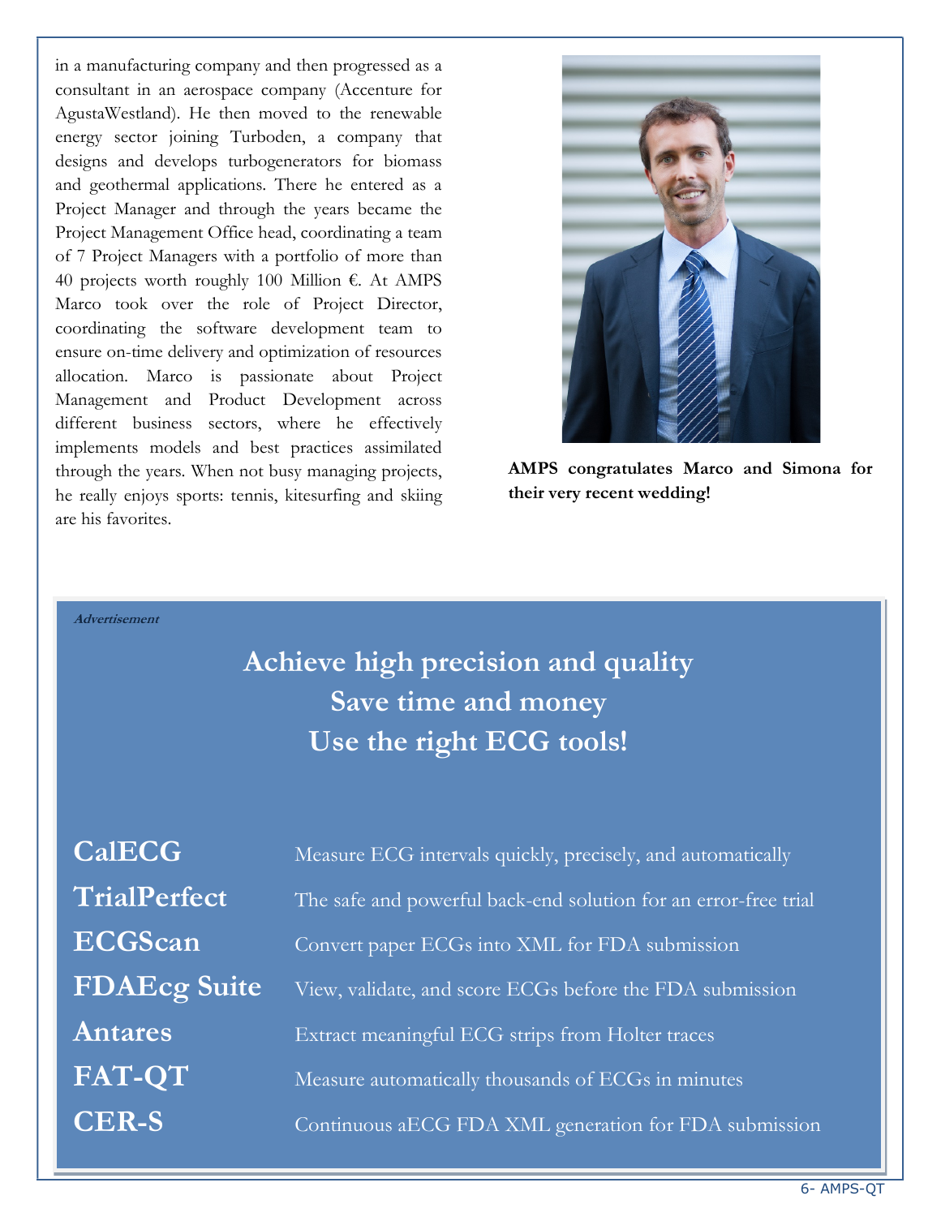in a manufacturing company and then progressed as a consultant in an aerospace company (Accenture for AgustaWestland). He then moved to the renewable energy sector joining Turboden, a company that designs and develops turbogenerators for biomass and geothermal applications. There he entered as a Project Manager and through the years became the Project Management Office head, coordinating a team of 7 Project Managers with a portfolio of more than 40 projects worth roughly 100 Million €. At AMPS Marco took over the role of Project Director, coordinating the software development team to ensure on-time delivery and optimization of resources allocation. Marco is passionate about Project Management and Product Development across different business sectors, where he effectively implements models and best practices assimilated through the years. When not busy managing projects, he really enjoys sports: tennis, kitesurfing and skiing are his favorites.

**AMPS congratulates Marco and Simona for their very recent wedding!**

***Advertisement***

## Achieve high precision and quality
## Save time and money
## Use the right ECG tools!

| | |
|---|---|
| **CalECG** | Measure ECG intervals quickly, precisely, and automatically |
| **TrialPerfect** | The safe and powerful back-end solution for an error-free trial |
| **ECGScan** | Convert paper ECGs into XML for FDA submission |
| **FDAEcg Suite** | View, validate, and score ECGs before the FDA submission |
| **Antares** | Extract meaningful ECG strips from Holter traces |
| **FAT-QT** | Measure automatically thousands of ECGs in minutes |
| **CER-S** | Continuous aECG FDA XML generation for FDA submission |